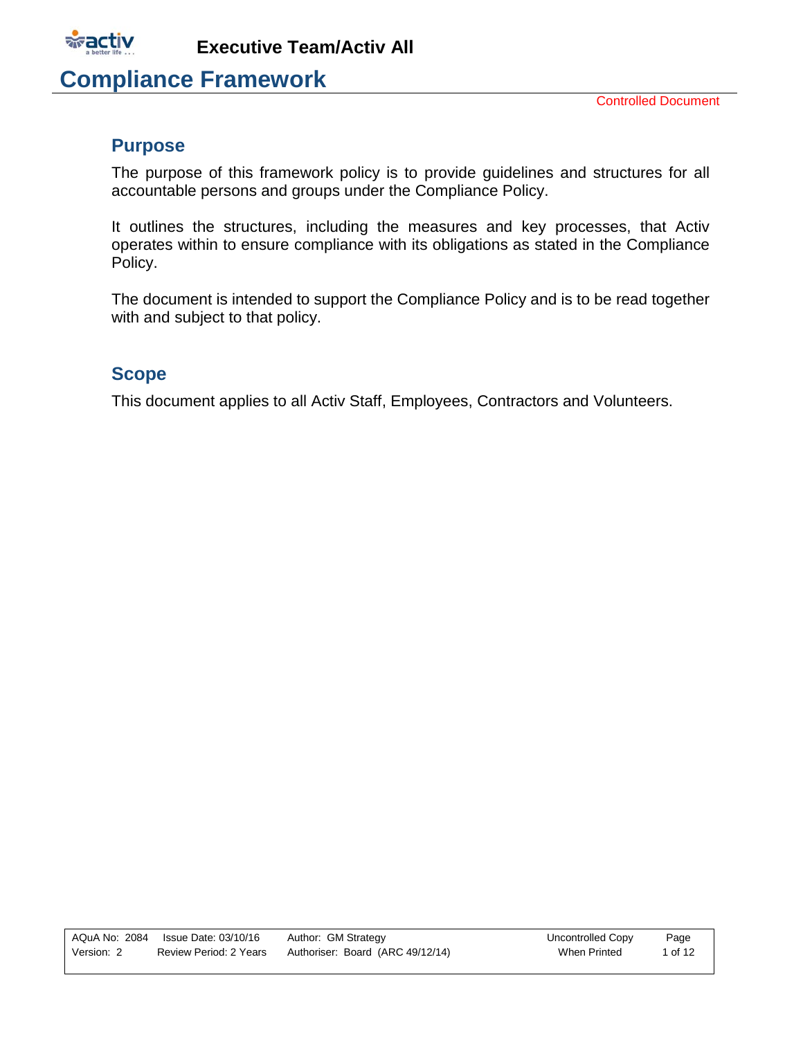# Compliance Framework

Controlled Document

## Purpose

The purpose of this framework policy is to provide guidelines and structures for all accountable persons and groups under the Compliance Policy.

It outlines the structures, including the measures and key processes, that Activ operates within to ensure compliance with its obligations as stated in the Compliance Policy.

The document is intended to support the Compliance Policy and is to be read together with and subject to that policy.

## Scope

This document applies to all Activ Staff, Employees, Contractors and Volunteers.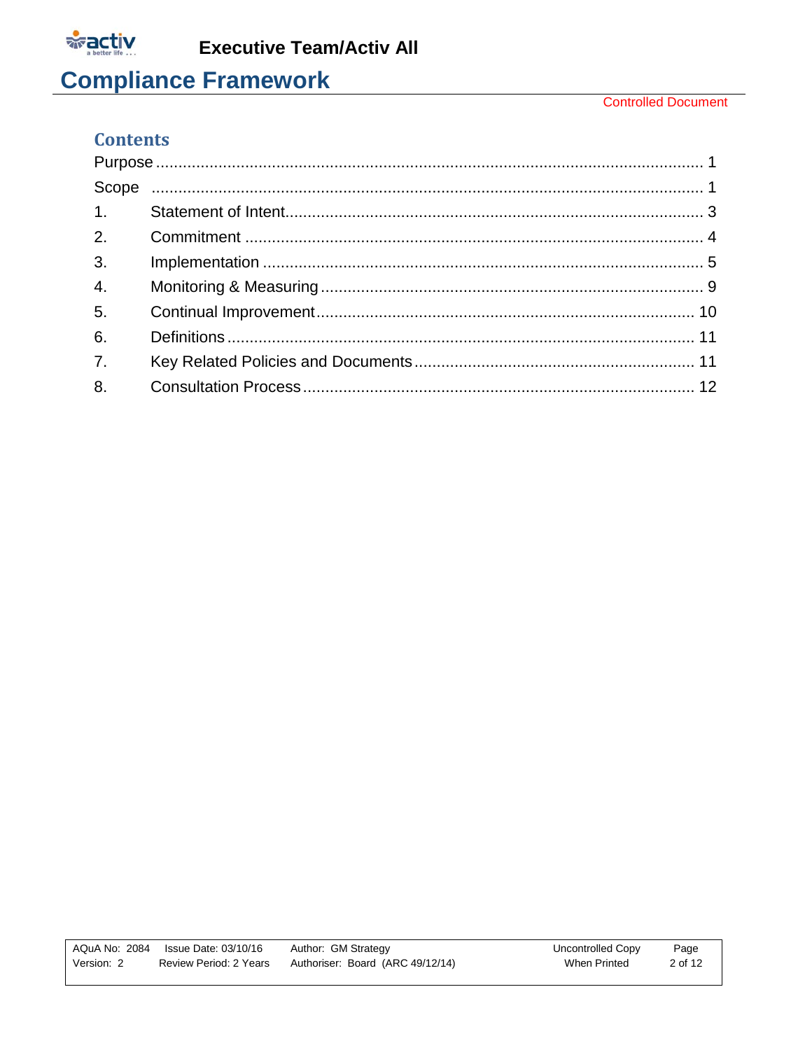## Contents

Purpose ........................................................................................................................ 1

Scope ........................................................................................................................... 1

1. Statement of Intent............................................................................................. 3
2. Commitment ...................................................................................................... 4
3. Implementation .................................................................................................. 5
4. Monitoring & Measuring ..................................................................................... 9
5. Continual Improvement.................................................................................... 10
6. Definitions ........................................................................................................ 11
7. Key Related Policies and Documents .............................................................. 11
8. Consultation Process ....................................................................................... 12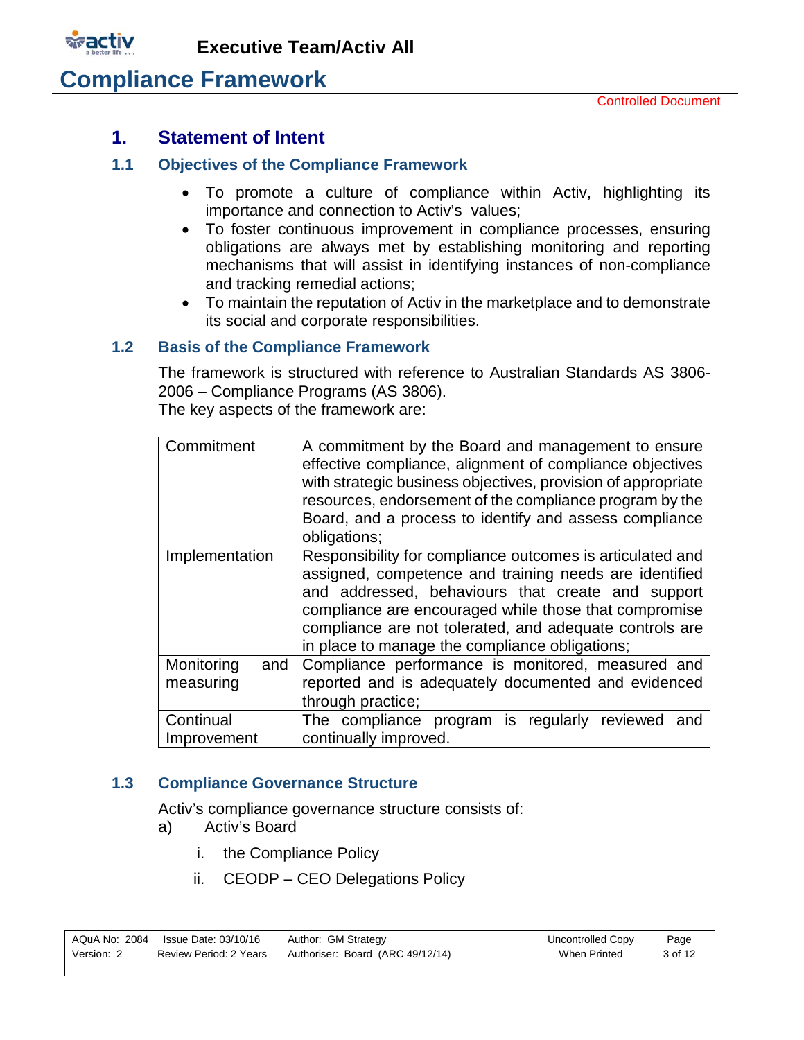# 1. Statement of Intent

## 1.1 Objectives of the Compliance Framework

- To promote a culture of compliance within Activ, highlighting its importance and connection to Activ's values;
- To foster continuous improvement in compliance processes, ensuring obligations are always met by establishing monitoring and reporting mechanisms that will assist in identifying instances of non-compliance and tracking remedial actions;
- To maintain the reputation of Activ in the marketplace and to demonstrate its social and corporate responsibilities.

## 1.2 Basis of the Compliance Framework

The framework is structured with reference to Australian Standards AS 3806-2006 – Compliance Programs (AS 3806).
The key aspects of the framework are:

| | |
|---|---|
| Commitment | A commitment by the Board and management to ensure effective compliance, alignment of compliance objectives with strategic business objectives, provision of appropriate resources, endorsement of the compliance program by the Board, and a process to identify and assess compliance obligations; |
| Implementation | Responsibility for compliance outcomes is articulated and assigned, competence and training needs are identified and addressed, behaviours that create and support compliance are encouraged while those that compromise compliance are not tolerated, and adequate controls are in place to manage the compliance obligations; |
| Monitoring and measuring | Compliance performance is monitored, measured and reported and is adequately documented and evidenced through practice; |
| Continual Improvement | The compliance program is regularly reviewed and continually improved. |

## 1.3 Compliance Governance Structure

Activ's compliance governance structure consists of:

a) Activ's Board

i. the Compliance Policy

ii. CEODP – CEO Delegations Policy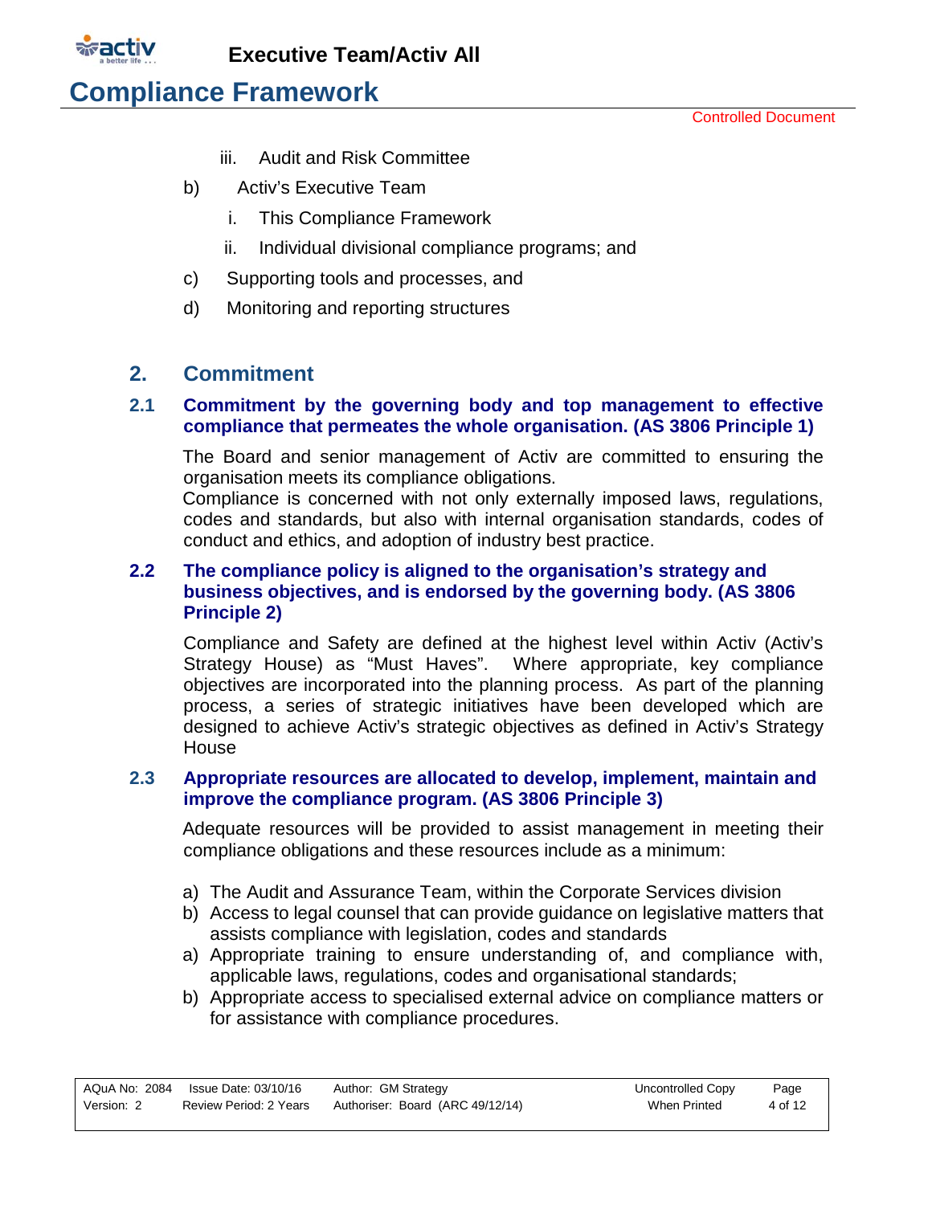iii. Audit and Risk Committee

b) Activ's Executive Team

   i. This Compliance Framework

   ii. Individual divisional compliance programs; and

c) Supporting tools and processes, and

d) Monitoring and reporting structures

## 2. Commitment

### 2.1 Commitment by the governing body and top management to effective compliance that permeates the whole organisation. (AS 3806 Principle 1)

The Board and senior management of Activ are committed to ensuring the organisation meets its compliance obligations.
Compliance is concerned with not only externally imposed laws, regulations, codes and standards, but also with internal organisation standards, codes of conduct and ethics, and adoption of industry best practice.

### 2.2 The compliance policy is aligned to the organisation's strategy and business objectives, and is endorsed by the governing body. (AS 3806 Principle 2)

Compliance and Safety are defined at the highest level within Activ (Activ's Strategy House) as "Must Haves". Where appropriate, key compliance objectives are incorporated into the planning process. As part of the planning process, a series of strategic initiatives have been developed which are designed to achieve Activ's strategic objectives as defined in Activ's Strategy House

### 2.3 Appropriate resources are allocated to develop, implement, maintain and improve the compliance program. (AS 3806 Principle 3)

Adequate resources will be provided to assist management in meeting their compliance obligations and these resources include as a minimum:

a) The Audit and Assurance Team, within the Corporate Services division
b) Access to legal counsel that can provide guidance on legislative matters that assists compliance with legislation, codes and standards
a) Appropriate training to ensure understanding of, and compliance with, applicable laws, regulations, codes and organisational standards;
b) Appropriate access to specialised external advice on compliance matters or for assistance with compliance procedures.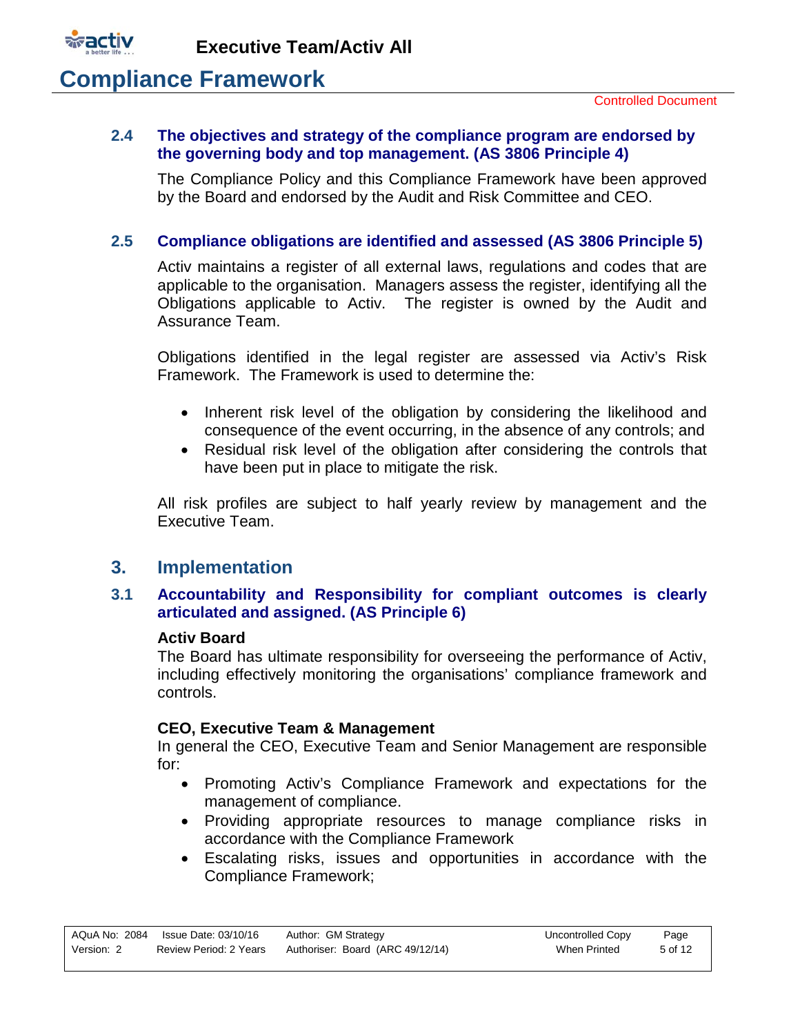### 2.4 The objectives and strategy of the compliance program are endorsed by the governing body and top management. (AS 3806 Principle 4)

The Compliance Policy and this Compliance Framework have been approved by the Board and endorsed by the Audit and Risk Committee and CEO.

### 2.5 Compliance obligations are identified and assessed (AS 3806 Principle 5)

Activ maintains a register of all external laws, regulations and codes that are applicable to the organisation. Managers assess the register, identifying all the Obligations applicable to Activ. The register is owned by the Audit and Assurance Team.

Obligations identified in the legal register are assessed via Activ's Risk Framework. The Framework is used to determine the:

- Inherent risk level of the obligation by considering the likelihood and consequence of the event occurring, in the absence of any controls; and
- Residual risk level of the obligation after considering the controls that have been put in place to mitigate the risk.

All risk profiles are subject to half yearly review by management and the Executive Team.

## 3. Implementation

### 3.1 Accountability and Responsibility for compliant outcomes is clearly articulated and assigned. (AS Principle 6)

**Activ Board**

The Board has ultimate responsibility for overseeing the performance of Activ, including effectively monitoring the organisations' compliance framework and controls.

**CEO, Executive Team & Management**

In general the CEO, Executive Team and Senior Management are responsible for:

- Promoting Activ's Compliance Framework and expectations for the management of compliance.
- Providing appropriate resources to manage compliance risks in accordance with the Compliance Framework
- Escalating risks, issues and opportunities in accordance with the Compliance Framework;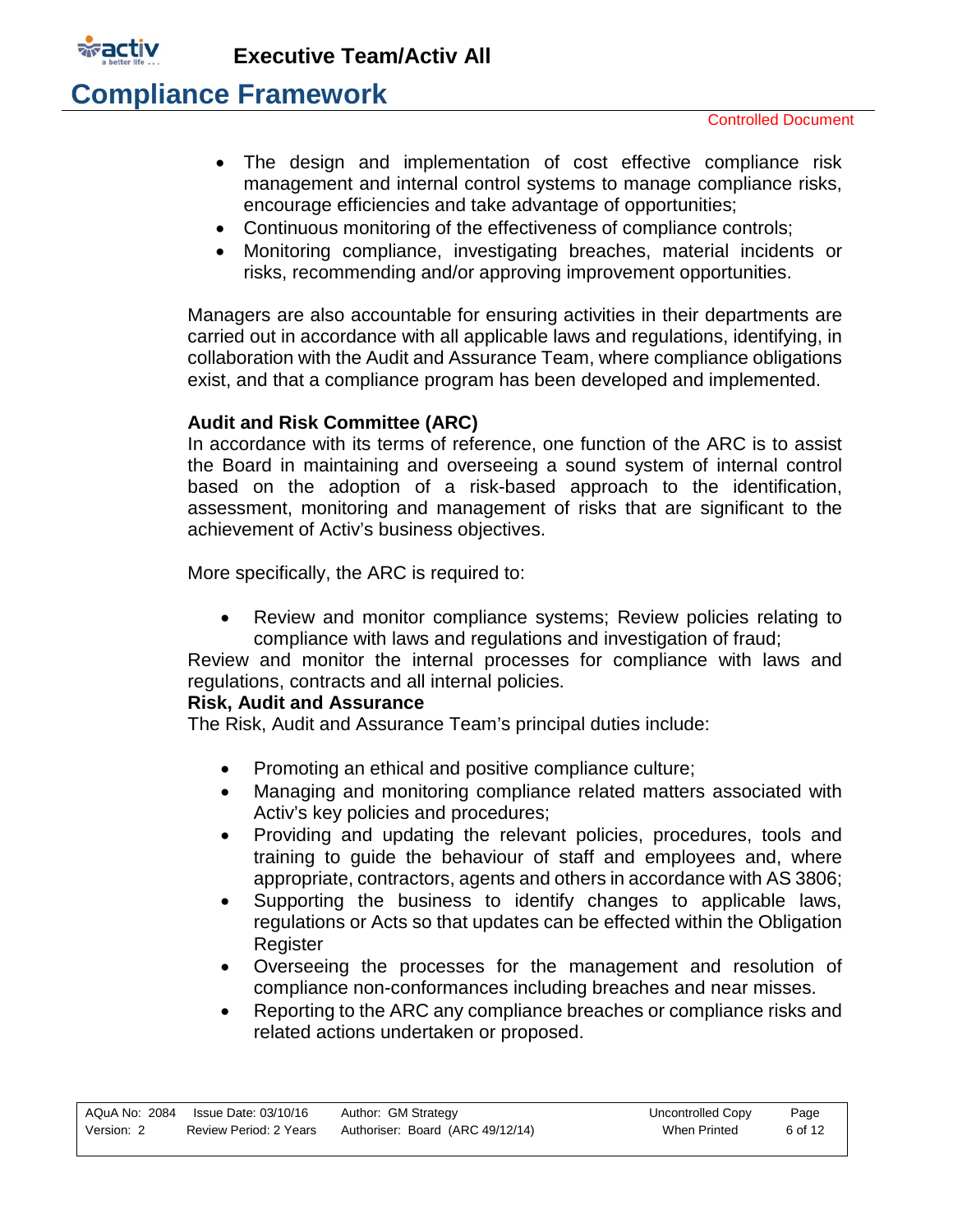- The design and implementation of cost effective compliance risk management and internal control systems to manage compliance risks, encourage efficiencies and take advantage of opportunities;
- Continuous monitoring of the effectiveness of compliance controls;
- Monitoring compliance, investigating breaches, material incidents or risks, recommending and/or approving improvement opportunities.

Managers are also accountable for ensuring activities in their departments are carried out in accordance with all applicable laws and regulations, identifying, in collaboration with the Audit and Assurance Team, where compliance obligations exist, and that a compliance program has been developed and implemented.

**Audit and Risk Committee (ARC)**

In accordance with its terms of reference, one function of the ARC is to assist the Board in maintaining and overseeing a sound system of internal control based on the adoption of a risk-based approach to the identification, assessment, monitoring and management of risks that are significant to the achievement of Activ's business objectives.

More specifically, the ARC is required to:

- Review and monitor compliance systems; Review policies relating to compliance with laws and regulations and investigation of fraud;

Review and monitor the internal processes for compliance with laws and regulations, contracts and all internal policies.

**Risk, Audit and Assurance**

The Risk, Audit and Assurance Team's principal duties include:

- Promoting an ethical and positive compliance culture;
- Managing and monitoring compliance related matters associated with Activ's key policies and procedures;
- Providing and updating the relevant policies, procedures, tools and training to guide the behaviour of staff and employees and, where appropriate, contractors, agents and others in accordance with AS 3806;
- Supporting the business to identify changes to applicable laws, regulations or Acts so that updates can be effected within the Obligation Register
- Overseeing the processes for the management and resolution of compliance non-conformances including breaches and near misses.
- Reporting to the ARC any compliance breaches or compliance risks and related actions undertaken or proposed.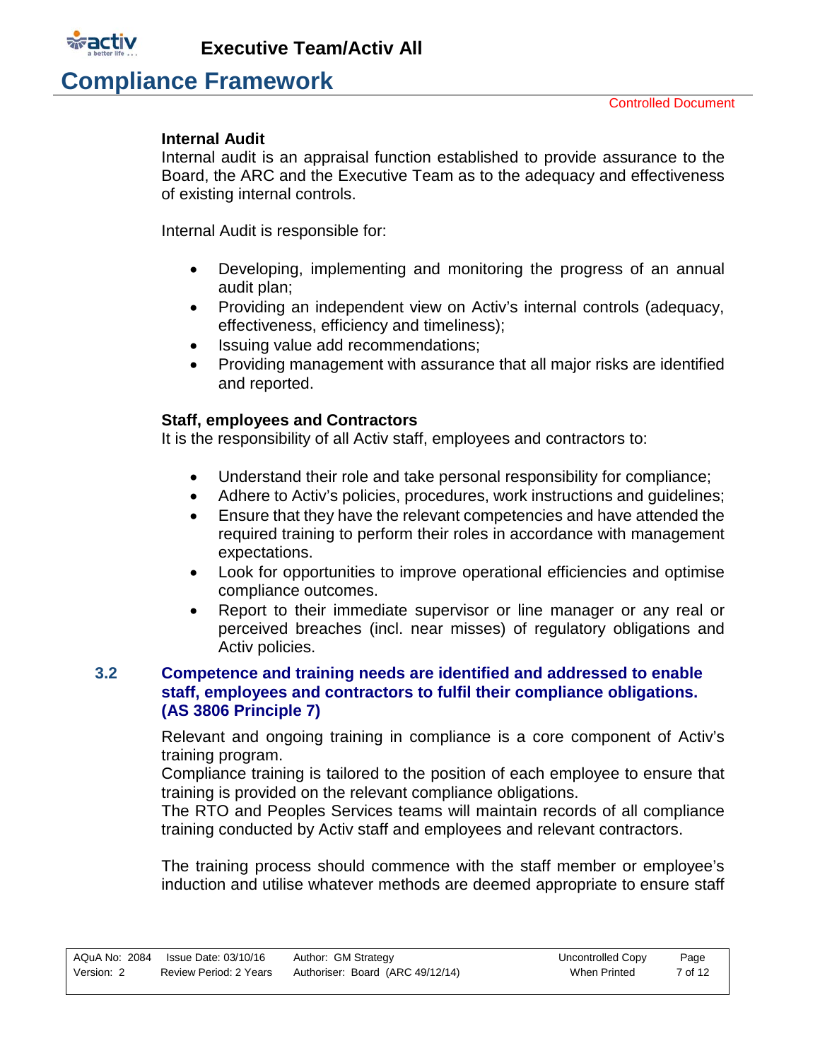**Internal Audit**

Internal audit is an appraisal function established to provide assurance to the Board, the ARC and the Executive Team as to the adequacy and effectiveness of existing internal controls.

Internal Audit is responsible for:

- Developing, implementing and monitoring the progress of an annual audit plan;
- Providing an independent view on Activ's internal controls (adequacy, effectiveness, efficiency and timeliness);
- Issuing value add recommendations;
- Providing management with assurance that all major risks are identified and reported.

**Staff, employees and Contractors**

It is the responsibility of all Activ staff, employees and contractors to:

- Understand their role and take personal responsibility for compliance;
- Adhere to Activ's policies, procedures, work instructions and guidelines;
- Ensure that they have the relevant competencies and have attended the required training to perform their roles in accordance with management expectations.
- Look for opportunities to improve operational efficiencies and optimise compliance outcomes.
- Report to their immediate supervisor or line manager or any real or perceived breaches (incl. near misses) of regulatory obligations and Activ policies.

### 3.2 Competence and training needs are identified and addressed to enable staff, employees and contractors to fulfil their compliance obligations. (AS 3806 Principle 7)

Relevant and ongoing training in compliance is a core component of Activ's training program.
Compliance training is tailored to the position of each employee to ensure that training is provided on the relevant compliance obligations.
The RTO and Peoples Services teams will maintain records of all compliance training conducted by Activ staff and employees and relevant contractors.

The training process should commence with the staff member or employee's induction and utilise whatever methods are deemed appropriate to ensure staff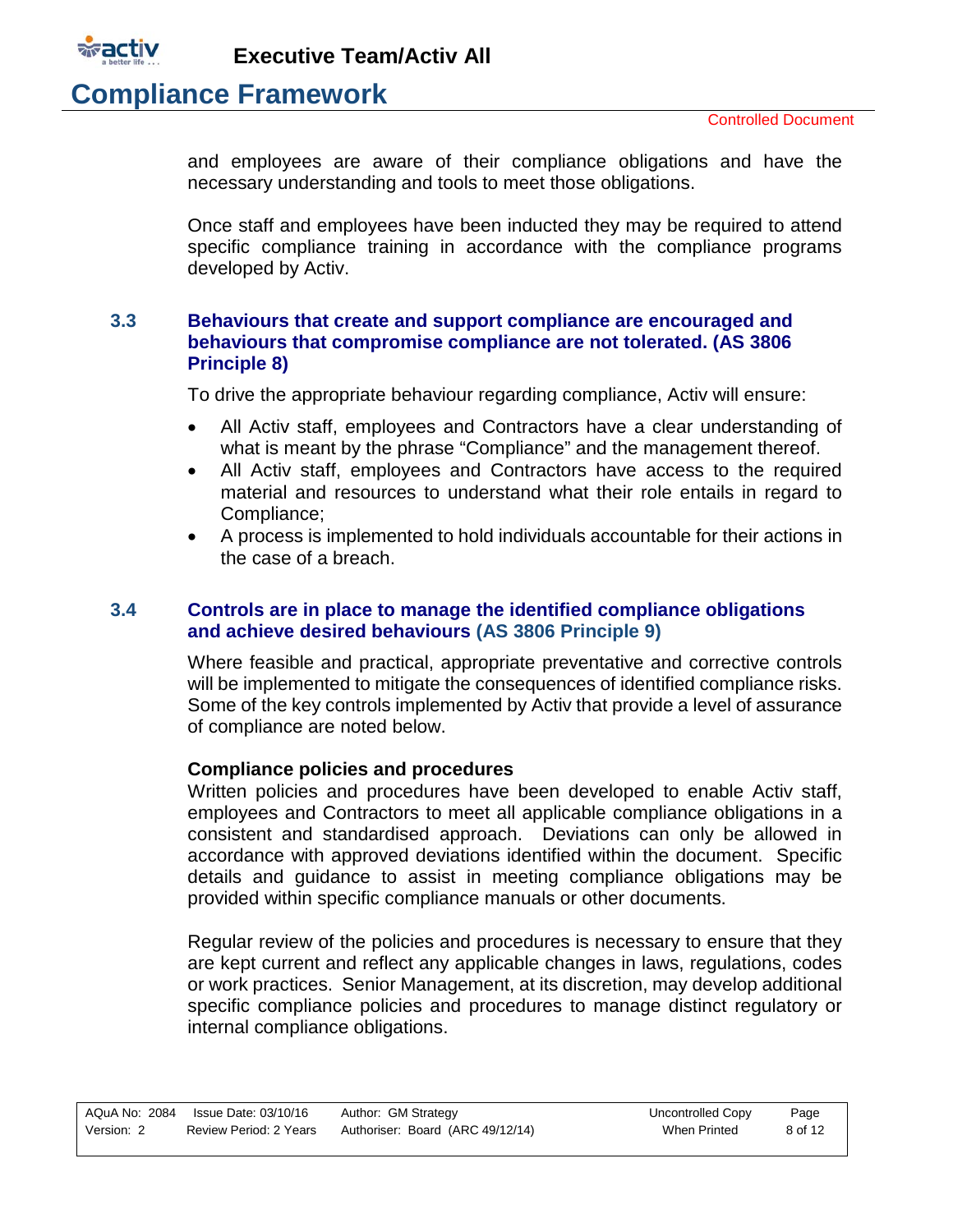and employees are aware of their compliance obligations and have the necessary understanding and tools to meet those obligations.

Once staff and employees have been inducted they may be required to attend specific compliance training in accordance with the compliance programs developed by Activ.

### 3.3 Behaviours that create and support compliance are encouraged and behaviours that compromise compliance are not tolerated. (AS 3806 Principle 8)

To drive the appropriate behaviour regarding compliance, Activ will ensure:

- All Activ staff, employees and Contractors have a clear understanding of what is meant by the phrase "Compliance" and the management thereof.
- All Activ staff, employees and Contractors have access to the required material and resources to understand what their role entails in regard to Compliance;
- A process is implemented to hold individuals accountable for their actions in the case of a breach.

### 3.4 Controls are in place to manage the identified compliance obligations and achieve desired behaviours (AS 3806 Principle 9)

Where feasible and practical, appropriate preventative and corrective controls will be implemented to mitigate the consequences of identified compliance risks. Some of the key controls implemented by Activ that provide a level of assurance of compliance are noted below.

**Compliance policies and procedures**

Written policies and procedures have been developed to enable Activ staff, employees and Contractors to meet all applicable compliance obligations in a consistent and standardised approach. Deviations can only be allowed in accordance with approved deviations identified within the document. Specific details and guidance to assist in meeting compliance obligations may be provided within specific compliance manuals or other documents.

Regular review of the policies and procedures is necessary to ensure that they are kept current and reflect any applicable changes in laws, regulations, codes or work practices. Senior Management, at its discretion, may develop additional specific compliance policies and procedures to manage distinct regulatory or internal compliance obligations.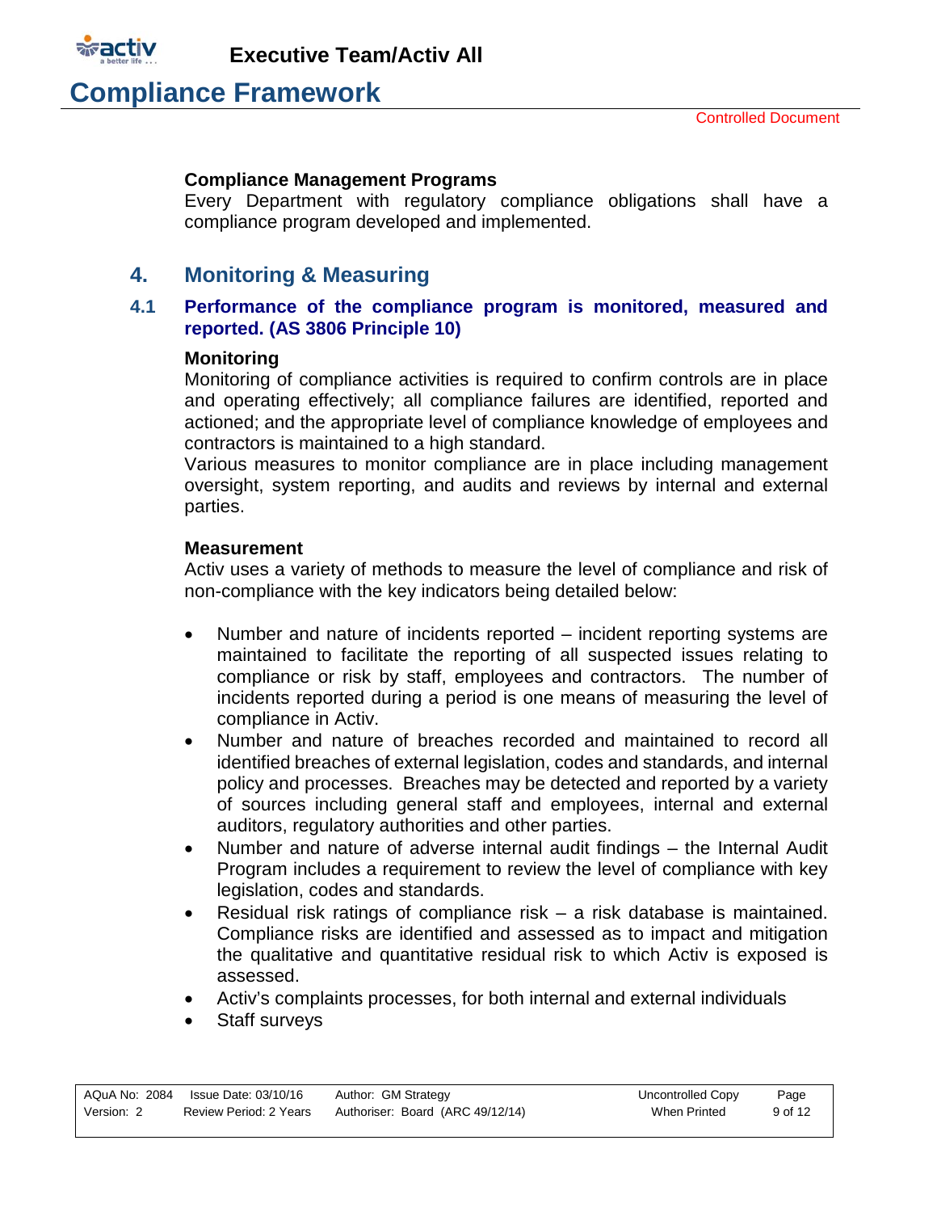### Compliance Management Programs

Every Department with regulatory compliance obligations shall have a compliance program developed and implemented.

## 4. Monitoring & Measuring

### 4.1 Performance of the compliance program is monitored, measured and reported. (AS 3806 Principle 10)

**Monitoring**

Monitoring of compliance activities is required to confirm controls are in place and operating effectively; all compliance failures are identified, reported and actioned; and the appropriate level of compliance knowledge of employees and contractors is maintained to a high standard.

Various measures to monitor compliance are in place including management oversight, system reporting, and audits and reviews by internal and external parties.

**Measurement**

Activ uses a variety of methods to measure the level of compliance and risk of non-compliance with the key indicators being detailed below:

- Number and nature of incidents reported – incident reporting systems are maintained to facilitate the reporting of all suspected issues relating to compliance or risk by staff, employees and contractors. The number of incidents reported during a period is one means of measuring the level of compliance in Activ.
- Number and nature of breaches recorded and maintained to record all identified breaches of external legislation, codes and standards, and internal policy and processes. Breaches may be detected and reported by a variety of sources including general staff and employees, internal and external auditors, regulatory authorities and other parties.
- Number and nature of adverse internal audit findings – the Internal Audit Program includes a requirement to review the level of compliance with key legislation, codes and standards.
- Residual risk ratings of compliance risk – a risk database is maintained. Compliance risks are identified and assessed as to impact and mitigation the qualitative and quantitative residual risk to which Activ is exposed is assessed.
- Activ's complaints processes, for both internal and external individuals
- Staff surveys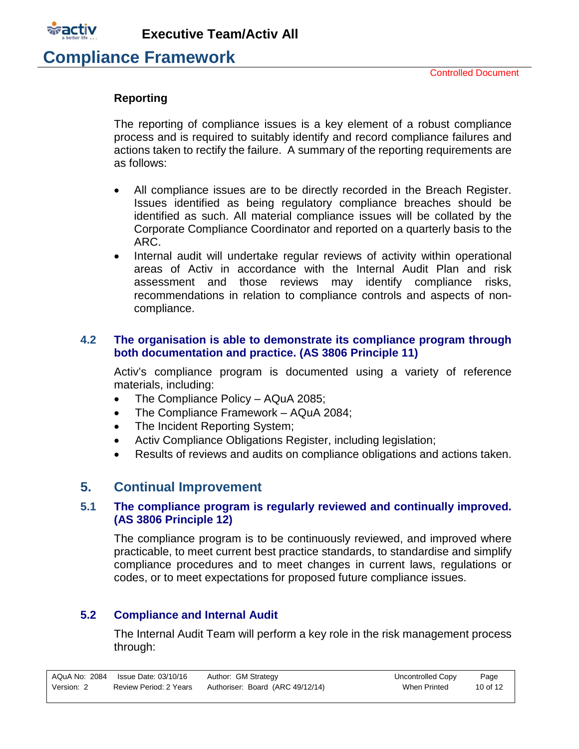**Reporting**

The reporting of compliance issues is a key element of a robust compliance process and is required to suitably identify and record compliance failures and actions taken to rectify the failure. A summary of the reporting requirements are as follows:

- All compliance issues are to be directly recorded in the Breach Register. Issues identified as being regulatory compliance breaches should be identified as such. All material compliance issues will be collated by the Corporate Compliance Coordinator and reported on a quarterly basis to the ARC.
- Internal audit will undertake regular reviews of activity within operational areas of Activ in accordance with the Internal Audit Plan and risk assessment and those reviews may identify compliance risks, recommendations in relation to compliance controls and aspects of non-compliance.

### 4.2 The organisation is able to demonstrate its compliance program through both documentation and practice. (AS 3806 Principle 11)

Activ's compliance program is documented using a variety of reference materials, including:

- The Compliance Policy – AQuA 2085;
- The Compliance Framework – AQuA 2084;
- The Incident Reporting System;
- Activ Compliance Obligations Register, including legislation;
- Results of reviews and audits on compliance obligations and actions taken.

## 5. Continual Improvement

### 5.1 The compliance program is regularly reviewed and continually improved. (AS 3806 Principle 12)

The compliance program is to be continuously reviewed, and improved where practicable, to meet current best practice standards, to standardise and simplify compliance procedures and to meet changes in current laws, regulations or codes, or to meet expectations for proposed future compliance issues.

### 5.2 Compliance and Internal Audit

The Internal Audit Team will perform a key role in the risk management process through: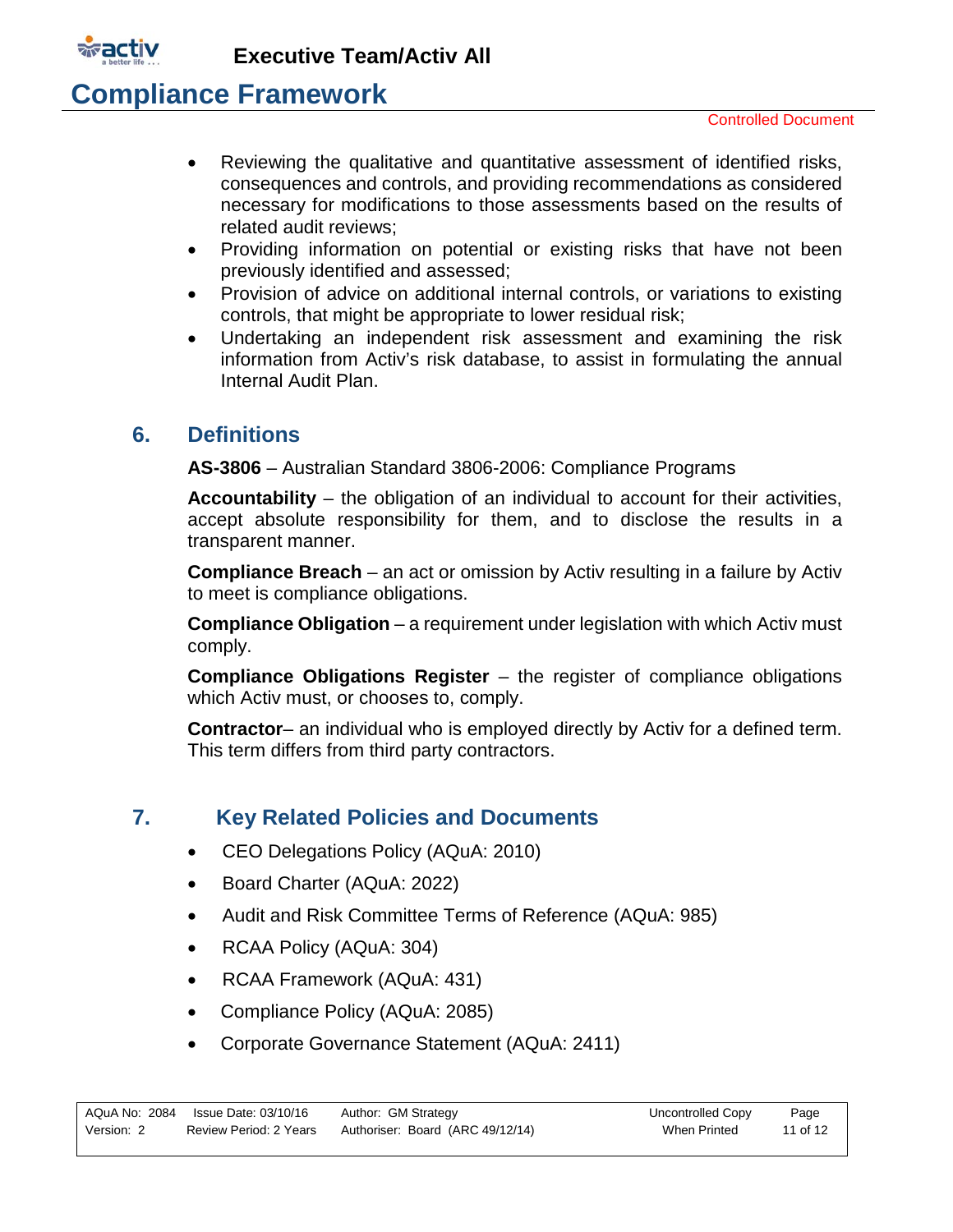- Reviewing the qualitative and quantitative assessment of identified risks, consequences and controls, and providing recommendations as considered necessary for modifications to those assessments based on the results of related audit reviews;
- Providing information on potential or existing risks that have not been previously identified and assessed;
- Provision of advice on additional internal controls, or variations to existing controls, that might be appropriate to lower residual risk;
- Undertaking an independent risk assessment and examining the risk information from Activ's risk database, to assist in formulating the annual Internal Audit Plan.

## 6. Definitions

**AS-3806** – Australian Standard 3806-2006: Compliance Programs

**Accountability** – the obligation of an individual to account for their activities, accept absolute responsibility for them, and to disclose the results in a transparent manner.

**Compliance Breach** – an act or omission by Activ resulting in a failure by Activ to meet is compliance obligations.

**Compliance Obligation** – a requirement under legislation with which Activ must comply.

**Compliance Obligations Register** – the register of compliance obligations which Activ must, or chooses to, comply.

**Contractor**– an individual who is employed directly by Activ for a defined term. This term differs from third party contractors.

## 7. Key Related Policies and Documents

- CEO Delegations Policy (AQuA: 2010)
- Board Charter (AQuA: 2022)
- Audit and Risk Committee Terms of Reference (AQuA: 985)
- RCAA Policy (AQuA: 304)
- RCAA Framework (AQuA: 431)
- Compliance Policy (AQuA: 2085)
- Corporate Governance Statement (AQuA: 2411)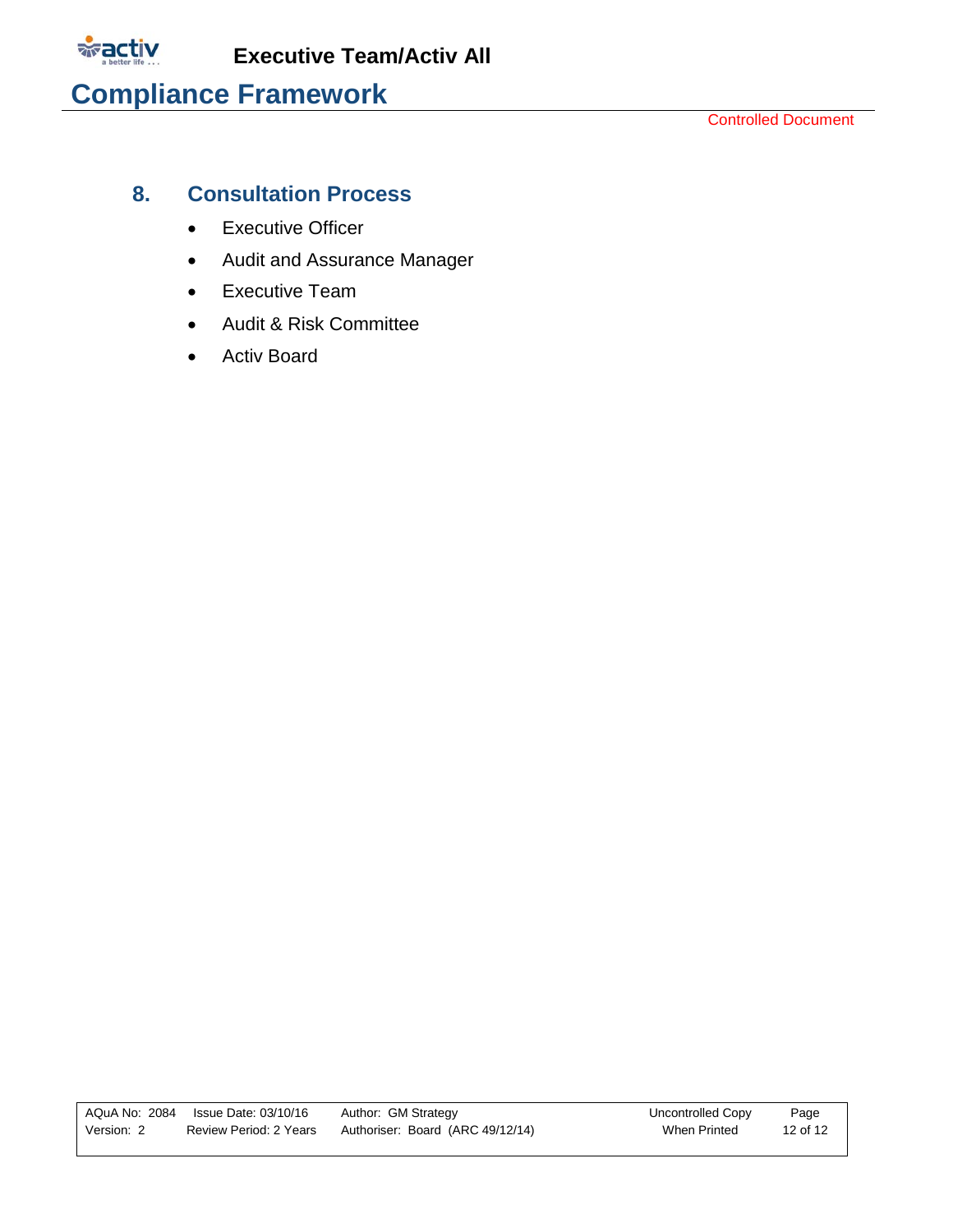## 8. Consultation Process

- Executive Officer
- Audit and Assurance Manager
- Executive Team
- Audit & Risk Committee
- Activ Board